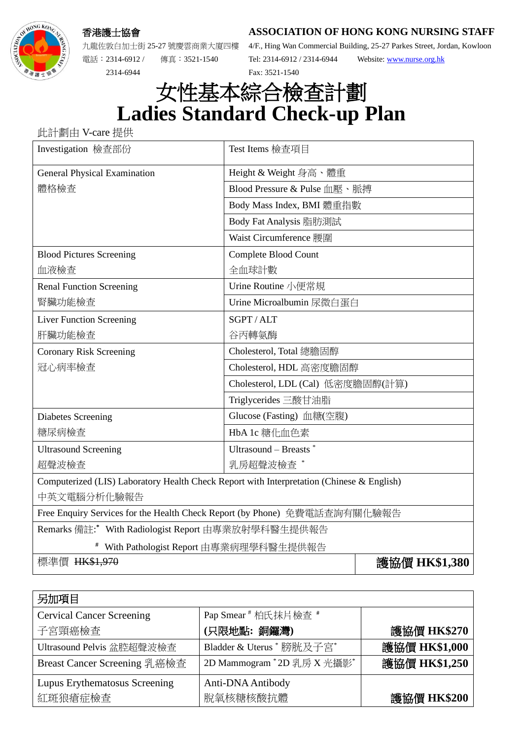香港護士協會

九龍佐敦白加士街 25-27 號慶雲商業大廈四樓

電話：2314-6912 / 2314-6944　傳真：3521-1540

**ASSOCIATION OF HONG KONG NURSING STAFF**

4/F., Hing Wan Commercial Building, 25-27 Parkes Street, Jordan, Kowloon

Tel: 2314-6912 / 2314-6944　Website: www.nurse.org.hk

Fax: 3521-1540

# 女性基本綜合檢查計劃
# Ladies Standard Check-up Plan

此計劃由 V-care 提供

| Investigation 檢查部份 | Test Items 檢查項目 |
|---|---|
| General Physical Examination 體格檢查 | Height & Weight 身高、體重 |
| | Blood Pressure & Pulse 血壓、脈搏 |
| | Body Mass Index, BMI 體重指數 |
| | Body Fat Analysis 脂肪測試 |
| | Waist Circumference 腰圍 |
| Blood Pictures Screening 血液檢查 | Complete Blood Count 全血球計數 |
| Renal Function Screening 腎臟功能檢查 | Urine Routine 小便常規 |
| | Urine Microalbumin 尿微白蛋白 |
| Liver Function Screening 肝臟功能檢查 | SGPT / ALT 谷丙轉氨酶 |
| Coronary Risk Screening 冠心病率檢查 | Cholesterol, Total 總膽固醇 |
| | Cholesterol, HDL 高密度膽固醇 |
| | Cholesterol, LDL (Cal) 低密度膽固醇(計算) |
| | Triglycerides 三酸甘油脂 |
| Diabetes Screening 糖尿病檢查 | Glucose (Fasting) 血糖(空腹) |
| | HbA 1c 糖化血色素 |
| Ultrasound Screening 超聲波檢查 | Ultrasound – Breasts * 乳房超聲波檢查 * |
| Computerized (LIS) Laboratory Health Check Report with Interpretation (Chinese & English) 中英文電腦分析化驗報告 | |
| Free Enquiry Services for the Health Check Report (by Phone) 免費電話查詢有關化驗報告 | |
| Remarks 備註:* With Radiologist Report 由專業放射學科醫生提供報告 | |
| # With Pathologist Report 由專業病理學科醫生提供報告 | |
| 標準價 ~~HK$1,970~~ | **護協價 HK$1,380** |

| 另加項目 | | |
|---|---|---|
| Cervical Cancer Screening 子宮頸癌檢查 | Pap Smear # 柏氏抹片檢查 # **(只限地點: 銅鑼灣)** | **護協價 HK$270** |
| Ultrasound Pelvis 盆腔超聲波檢查 | Bladder & Uterus * 膀胱及子宮* | **護協價 HK$1,000** |
| Breast Cancer Screening 乳癌檢查 | 2D Mammogram * 2D 乳房 X 光攝影* | **護協價 HK$1,250** |
| Lupus Erythematosus Screening 紅斑狼瘡症檢查 | Anti-DNA Antibody 脫氧核糖核酸抗體 | **護協價 HK$200** |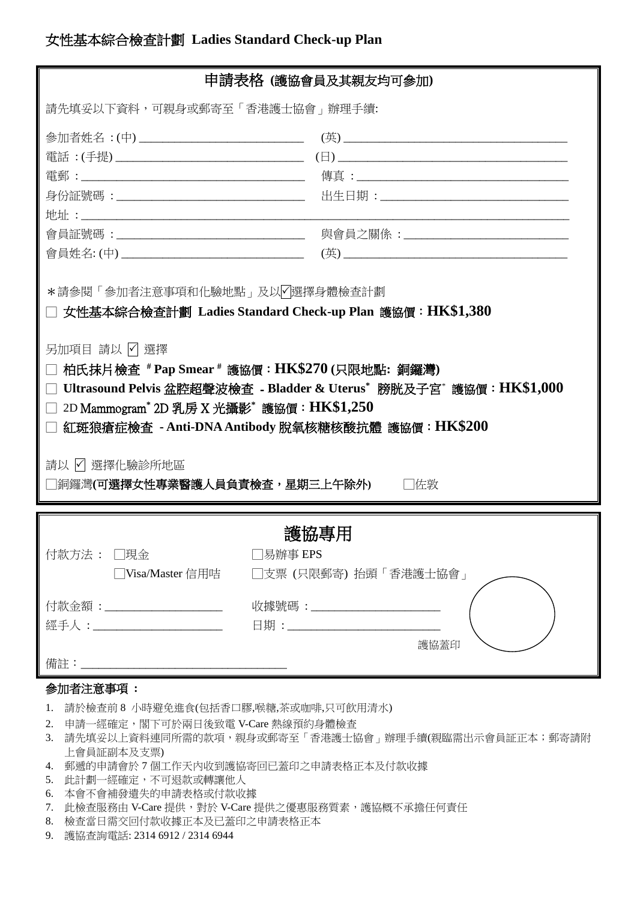# 女性基本綜合檢查計劃 Ladies Standard Check-up Plan

## 申請表格 (護協會員及其親友均可參加)

請先填妥以下資料，可親身或郵寄至「香港護士協會」辦理手續:

參加者姓名：(中) ____________________ (英) ____________________

電話：(手提) ____________________ (日) ____________________

電郵：____________________ 傳真：____________________

身份証號碼：____________________ 出生日期：____________________

地址：________________________________________

會員証號碼：____________________ 與會員之關係：____________________

會員姓名: (中) ____________________ (英) ____________________

*請參閱「參加者注意事項和化驗地點」及以☑選擇身體檢查計劃

☐ **女性基本綜合檢查計劃 Ladies Standard Check-up Plan 護協價：HK$1,380**

另加項目 請以 ☑ 選擇

☐ **柏氏抹片檢查 # Pap Smear # 護協價：HK$270 (只限地點: 銅鑼灣)**

☐ **Ultrasound Pelvis 盆腔超聲波檢查 - Bladder & Uterus* 膀胱及子宮* 護協價：HK$1,000**

☐ **2D Mammogram* 2D 乳房 X 光攝影* 護協價：HK$1,250**

☐ **紅斑狼瘡症檢查 - Anti-DNA Antibody 脫氧核糖核酸抗體 護協價：HK$200**

請以 ☑ 選擇化驗診所地區

☐銅鑼灣**(可選擇女性專業醫護人員負責檢查，星期三上午除外)** ☐佐敦

## 護協專用

付款方法： ☐現金 ☐易辦事 EPS

☐Visa/Master 信用咭 ☐支票 (只限郵寄) 抬頭「香港護士協會」

付款金額：____________________ 收據號碼：____________________

經手人：____________________ 日期：____________________

護協蓋印

備註：________________________________________

### 參加者注意事項：

1. 請於檢查前 8 小時避免進食(包括香口膠,喉糖,茶或咖啡,只可飲用清水)
2. 申請一經確定，閣下可於兩日後致電 V-Care 熱線預約身體檢查
3. 請先填妥以上資料連同所需的款項，親身或郵寄至「香港護士協會」辦理手續(親臨需出示會員証正本；郵寄請附上會員証副本及支票)
4. 郵遞的申請會於 7 個工作天內收到護協寄回已蓋印之申請表格正本及付款收據
5. 此計劃一經確定，不可退款或轉讓他人
6. 本會不會補發遺失的申請表格或付款收據
7. 此檢查服務由 V-Care 提供，對於 V-Care 提供之優惠服務質素，護協概不承擔任何責任
8. 檢查當日需交回付款收據正本及已蓋印之申請表格正本
9. 護協查詢電話: 2314 6912 / 2314 6944